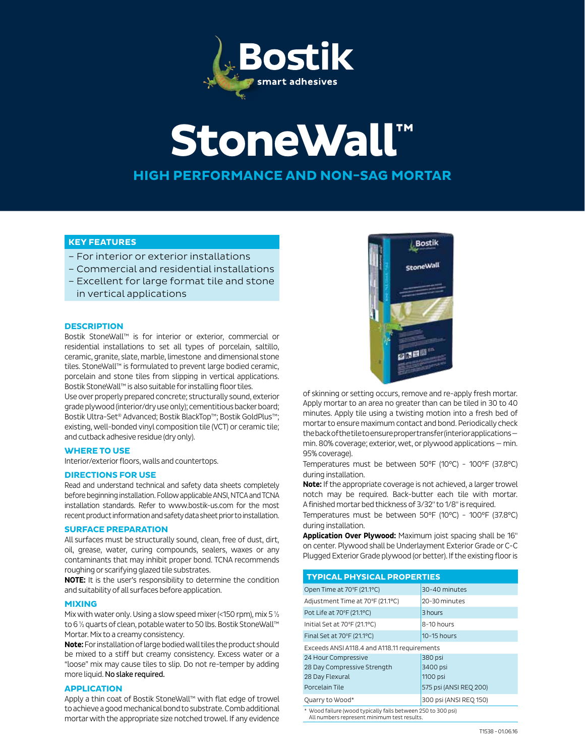# Bostik

smart adhesives

# StoneWall™

## HIGH PERFORMANCE AND NON-SAG MORTAR

### KEY FEATURES

- For interior or exterior installations
- Commercial and residential installations
- Excellent for large format tile and stone in vertical applications

### DESCRIPTION

Bostik StoneWall™ is for interior or exterior, commercial or residential installations to set all types of porcelain, saltillo, ceramic, granite, slate, marble, limestone and dimensional stone tiles. StoneWall™ is formulated to prevent large bodied ceramic, porcelain and stone tiles from slipping in vertical applications. Bostik StoneWall™ is also suitable for installing floor tiles.

Use over properly prepared concrete; structurally sound, exterior grade plywood (interior/dry use only); cementitious backer board; Bostik Ultra-Set® Advanced; Bostik BlackTop™; Bostik GoldPlus™; existing, well-bonded vinyl composition tile (VCT) or ceramic tile; and cutback adhesive residue (dry only).

### WHERE TO USE

Interior/exterior floors, walls and countertops.

### DIRECTIONS FOR USE

Read and understand technical and safety data sheets completely before beginning installation. Follow applicable ANSI, NTCA and TCNA installation standards. Refer to www.bostik-us.com for the most recent product information and safety data sheet prior to installation.

### SURFACE PREPARATION

All surfaces must be structurally sound, clean, free of dust, dirt, oil, grease, water, curing compounds, sealers, waxes or any contaminants that may inhibit proper bond. TCNA recommends roughing or scarifying glazed tile substrates.

**NOTE:** It is the user's responsibility to determine the condition and suitability of all surfaces before application.

### MIXING

Mix with water only. Using a slow speed mixer (<150 rpm), mix 5 ½ to 6 ½ quarts of clean, potable water to 50 lbs. Bostik StoneWall™ Mortar. Mix to a creamy consistency.

**Note:** For installation of large bodied wall tiles the product should be mixed to a stiff but creamy consistency. Excess water or a "loose" mix may cause tiles to slip. Do not re-temper by adding more liquid. No slake required.

### APPLICATION

Apply a thin coat of Bostik StoneWall™ with flat edge of trowel to achieve a good mechanical bond to substrate. Comb additional mortar with the appropriate size notched trowel. If any evidence of skinning or setting occurs, remove and re-apply fresh mortar. Apply mortar to an area no greater than can be tiled in 30 to 40 minutes. Apply tile using a twisting motion into a fresh bed of mortar to ensure maximum contact and bond. Periodically check the back of the tile to ensure proper transfer (interior applications – min. 80% coverage; exterior, wet, or plywood applications – min. 95% coverage).

Temperatures must be between 50°F (10°C) - 100°F (37.8°C) during installation.

**Note:** If the appropriate coverage is not achieved, a larger trowel notch may be required. Back-butter each tile with mortar. A finished mortar bed thickness of 3/32" to 1/8" is required.

Temperatures must be between 50°F (10°C) - 100°F (37.8°C) during installation.

**Application Over Plywood:** Maximum joist spacing shall be 16" on center. Plywood shall be Underlayment Exterior Grade or C-C Plugged Exterior Grade plywood (or better). If the existing floor is

### TYPICAL PHYSICAL PROPERTIES

| Property | Value |
|---|---|
| Open Time at 70°F (21.1°C) | 30-40 minutes |
| Adjustment Time at 70°F (21.1°C) | 20-30 minutes |
| Pot Life at 70°F (21.1°C) | 3 hours |
| Initial Set at 70°F (21.1°C) | 8-10 hours |
| Final Set at 70°F (21.1°C) | 10-15 hours |
| Exceeds ANSI A118.4 and A118.11 requirements | |
| 24 Hour Compressive | 380 psi |
| 28 Day Compressive Strength | 3400 psi |
| 28 Day Flexural | 1100 psi |
| Porcelain Tile | 575 psi (ANSI REQ 200) |
| Quarry to Wood* | 300 psi (ANSI REQ 150) |

\* Wood failure (wood typically fails between 250 to 300 psi)
All numbers represent minimum test results.

T1538 - 01.06.16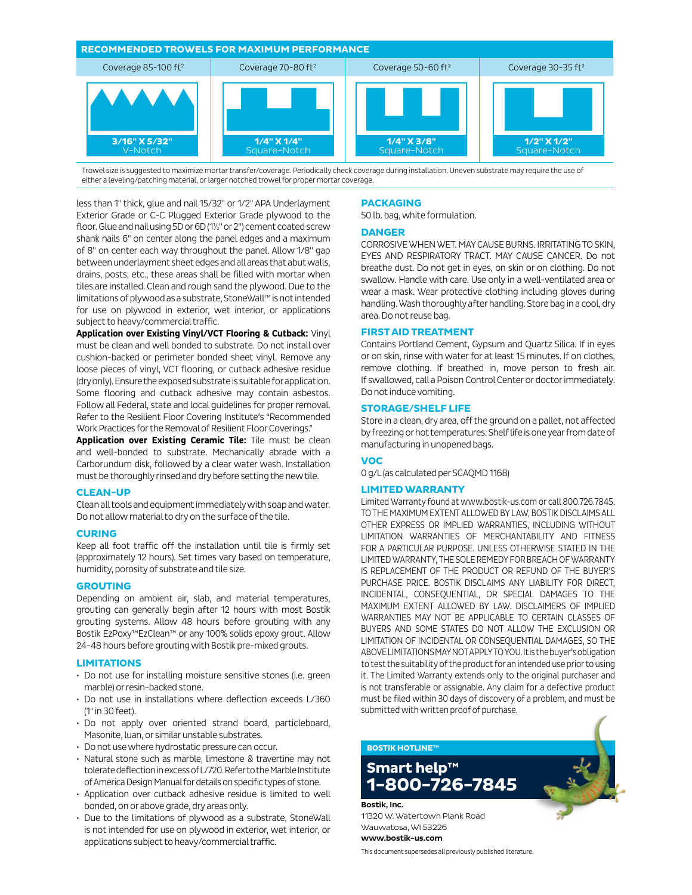## RECOMMENDED TROWELS FOR MAXIMUM PERFORMANCE

| Coverage 85-100 ft² | Coverage 70-80 ft² | Coverage 50-60 ft² | Coverage 30-35 ft² |
|---|---|---|---|
| 3/16" X 5/32" V-Notch | 1/4" X 1/4" Square-Notch | 1/4" X 3/8" Square-Notch | 1/2" X 1/2" Square-Notch |

Trowel size is suggested to maximize mortar transfer/coverage. Periodically check coverage during installation. Uneven substrate may require the use of either a leveling/patching material, or larger notched trowel for proper mortar coverage.

less than 1" thick, glue and nail 15/32" or 1/2" APA Underlayment Exterior Grade or C-C Plugged Exterior Grade plywood to the floor. Glue and nail using 5D or 6D (1½" or 2") cement coated screw shank nails 6" on center along the panel edges and a maximum of 8" on center each way throughout the panel. Allow 1/8" gap between underlayment sheet edges and all areas that abut walls, drains, posts, etc., these areas shall be filled with mortar when tiles are installed. Clean and rough sand the plywood. Due to the limitations of plywood as a substrate, StoneWall™ is not intended for use on plywood in exterior, wet interior, or applications subject to heavy/commercial traffic.

**Application over Existing Vinyl/VCT Flooring & Cutback:** Vinyl must be clean and well bonded to substrate. Do not install over cushion-backed or perimeter bonded sheet vinyl. Remove any loose pieces of vinyl, VCT flooring, or cutback adhesive residue (dry only). Ensure the exposed substrate is suitable for application. Some flooring and cutback adhesive may contain asbestos. Follow all Federal, state and local guidelines for proper removal. Refer to the Resilient Floor Covering Institute's "Recommended Work Practices for the Removal of Resilient Floor Coverings."

**Application over Existing Ceramic Tile:** Tile must be clean and well-bonded to substrate. Mechanically abrade with a Carborundum disk, followed by a clear water wash. Installation must be thoroughly rinsed and dry before setting the new tile.

## CLEAN-UP

Clean all tools and equipment immediately with soap and water. Do not allow material to dry on the surface of the tile.

## CURING

Keep all foot traffic off the installation until tile is firmly set (approximately 12 hours). Set times vary based on temperature, humidity, porosity of substrate and tile size.

## GROUTING

Depending on ambient air, slab, and material temperatures, grouting can generally begin after 12 hours with most Bostik grouting systems. Allow 48 hours before grouting with any Bostik EzPoxy™EzClean™ or any 100% solids epoxy grout. Allow 24-48 hours before grouting with Bostik pre-mixed grouts.

## LIMITATIONS

- Do not use for installing moisture sensitive stones (i.e. green marble) or resin-backed stone.
- Do not use in installations where deflection exceeds L/360 (1" in 30 feet).
- Do not apply over oriented strand board, particleboard, Masonite, luan, or similar unstable substrates.
- Do not use where hydrostatic pressure can occur.
- Natural stone such as marble, limestone & travertine may not tolerate deflection in excess of L/720. Refer to the Marble Institute of America Design Manual for details on specific types of stone.
- Application over cutback adhesive residue is limited to well bonded, on or above grade, dry areas only.
- Due to the limitations of plywood as a substrate, StoneWall is not intended for use on plywood in exterior, wet interior, or applications subject to heavy/commercial traffic.

## PACKAGING

50 lb. bag, white formulation.

## DANGER

CORROSIVE WHEN WET. MAY CAUSE BURNS. IRRITATING TO SKIN, EYES AND RESPIRATORY TRACT. MAY CAUSE CANCER. Do not breathe dust. Do not get in eyes, on skin or on clothing. Do not swallow. Handle with care. Use only in a well-ventilated area or wear a mask. Wear protective clothing including gloves during handling. Wash thoroughly after handling. Store bag in a cool, dry area. Do not reuse bag.

## FIRST AID TREATMENT

Contains Portland Cement, Gypsum and Quartz Silica. If in eyes or on skin, rinse with water for at least 15 minutes. If on clothes, remove clothing. If breathed in, move person to fresh air. If swallowed, call a Poison Control Center or doctor immediately. Do not induce vomiting.

## STORAGE/SHELF LIFE

Store in a clean, dry area, off the ground on a pallet, not affected by freezing or hot temperatures. Shelf life is one year from date of manufacturing in unopened bags.

## VOC

0 g/L (as calculated per SCAQMD 1168)

## LIMITED WARRANTY

Limited Warranty found at www.bostik-us.com or call 800.726.7845. TO THE MAXIMUM EXTENT ALLOWED BY LAW, BOSTIK DISCLAIMS ALL OTHER EXPRESS OR IMPLIED WARRANTIES, INCLUDING WITHOUT LIMITATION WARRANTIES OF MERCHANTABILITY AND FITNESS FOR A PARTICULAR PURPOSE. UNLESS OTHERWISE STATED IN THE LIMITED WARRANTY, THE SOLE REMEDY FOR BREACH OF WARRANTY IS REPLACEMENT OF THE PRODUCT OR REFUND OF THE BUYER'S PURCHASE PRICE. BOSTIK DISCLAIMS ANY LIABILITY FOR DIRECT, INCIDENTAL, CONSEQUENTIAL, OR SPECIAL DAMAGES TO THE MAXIMUM EXTENT ALLOWED BY LAW. DISCLAIMERS OF IMPLIED WARRANTIES MAY NOT BE APPLICABLE TO CERTAIN CLASSES OF BUYERS AND SOME STATES DO NOT ALLOW THE EXCLUSION OR LIMITATION OF INCIDENTAL OR CONSEQUENTIAL DAMAGES, SO THE ABOVE LIMITATIONS MAY NOT APPLY TO YOU. It is the buyer's obligation to test the suitability of the product for an intended use prior to using it. The Limited Warranty extends only to the original purchaser and is not transferable or assignable. Any claim for a defective product must be filed within 30 days of discovery of a problem, and must be submitted with written proof of purchase.

**BOSTIK HOTLINE™**

**Smart help™**
**1-800-726-7845**

**Bostik, Inc.**
11320 W. Watertown Plank Road
Wauwatosa, WI 53226
**www.bostik-us.com**

This document supersedes all previously published literature.